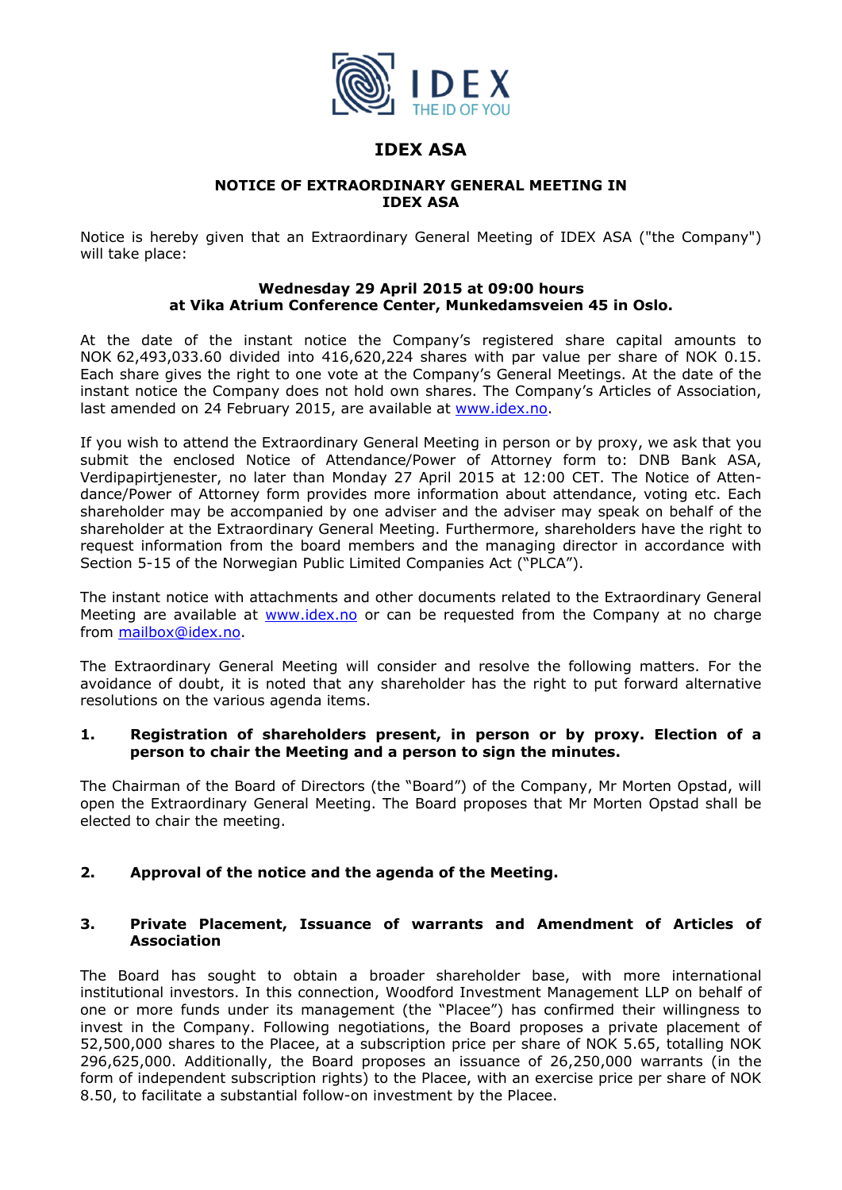# IDEX ASA

## NOTICE OF EXTRAORDINARY GENERAL MEETING IN IDEX ASA

Notice is hereby given that an Extraordinary General Meeting of IDEX ASA ("the Company") will take place:

**Wednesday 29 April 2015 at 09:00 hours**
**at Vika Atrium Conference Center, Munkedamsveien 45 in Oslo.**

At the date of the instant notice the Company's registered share capital amounts to NOK 62,493,033.60 divided into 416,620,224 shares with par value per share of NOK 0.15. Each share gives the right to one vote at the Company's General Meetings. At the date of the instant notice the Company does not hold own shares. The Company's Articles of Association, last amended on 24 February 2015, are available at www.idex.no.

If you wish to attend the Extraordinary General Meeting in person or by proxy, we ask that you submit the enclosed Notice of Attendance/Power of Attorney form to: DNB Bank ASA, Verdipapirtjenester, no later than Monday 27 April 2015 at 12:00 CET. The Notice of Attendance/Power of Attorney form provides more information about attendance, voting etc. Each shareholder may be accompanied by one adviser and the adviser may speak on behalf of the shareholder at the Extraordinary General Meeting. Furthermore, shareholders have the right to request information from the board members and the managing director in accordance with Section 5-15 of the Norwegian Public Limited Companies Act ("PLCA").

The instant notice with attachments and other documents related to the Extraordinary General Meeting are available at www.idex.no or can be requested from the Company at no charge from mailbox@idex.no.

The Extraordinary General Meeting will consider and resolve the following matters. For the avoidance of doubt, it is noted that any shareholder has the right to put forward alternative resolutions on the various agenda items.

### 1. Registration of shareholders present, in person or by proxy. Election of a person to chair the Meeting and a person to sign the minutes.

The Chairman of the Board of Directors (the "Board") of the Company, Mr Morten Opstad, will open the Extraordinary General Meeting. The Board proposes that Mr Morten Opstad shall be elected to chair the meeting.

### 2. Approval of the notice and the agenda of the Meeting.

### 3. Private Placement, Issuance of warrants and Amendment of Articles of Association

The Board has sought to obtain a broader shareholder base, with more international institutional investors. In this connection, Woodford Investment Management LLP on behalf of one or more funds under its management (the "Placee") has confirmed their willingness to invest in the Company. Following negotiations, the Board proposes a private placement of 52,500,000 shares to the Placee, at a subscription price per share of NOK 5.65, totalling NOK 296,625,000. Additionally, the Board proposes an issuance of 26,250,000 warrants (in the form of independent subscription rights) to the Placee, with an exercise price per share of NOK 8.50, to facilitate a substantial follow-on investment by the Placee.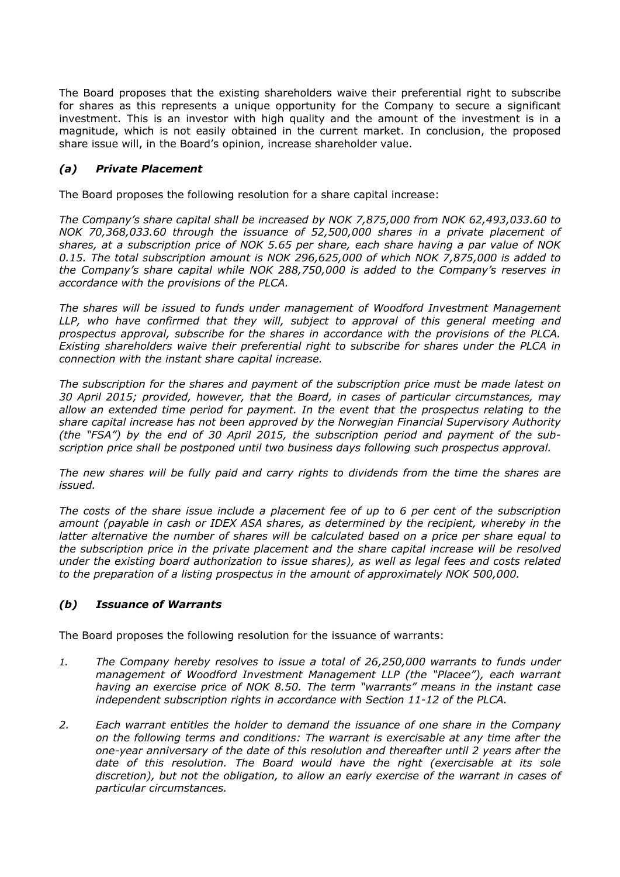The Board proposes that the existing shareholders waive their preferential right to subscribe for shares as this represents a unique opportunity for the Company to secure a significant investment. This is an investor with high quality and the amount of the investment is in a magnitude, which is not easily obtained in the current market. In conclusion, the proposed share issue will, in the Board's opinion, increase shareholder value.

### *(a) Private Placement*

The Board proposes the following resolution for a share capital increase:

*The Company's share capital shall be increased by NOK 7,875,000 from NOK 62,493,033.60 to NOK 70,368,033.60 through the issuance of 52,500,000 shares in a private placement of shares, at a subscription price of NOK 5.65 per share, each share having a par value of NOK 0.15. The total subscription amount is NOK 296,625,000 of which NOK 7,875,000 is added to the Company's share capital while NOK 288,750,000 is added to the Company's reserves in accordance with the provisions of the PLCA.*

*The shares will be issued to funds under management of Woodford Investment Management LLP, who have confirmed that they will, subject to approval of this general meeting and prospectus approval, subscribe for the shares in accordance with the provisions of the PLCA. Existing shareholders waive their preferential right to subscribe for shares under the PLCA in connection with the instant share capital increase.*

*The subscription for the shares and payment of the subscription price must be made latest on 30 April 2015; provided, however, that the Board, in cases of particular circumstances, may allow an extended time period for payment. In the event that the prospectus relating to the share capital increase has not been approved by the Norwegian Financial Supervisory Authority (the "FSA") by the end of 30 April 2015, the subscription period and payment of the subscription price shall be postponed until two business days following such prospectus approval.*

*The new shares will be fully paid and carry rights to dividends from the time the shares are issued.*

*The costs of the share issue include a placement fee of up to 6 per cent of the subscription amount (payable in cash or IDEX ASA shares, as determined by the recipient, whereby in the latter alternative the number of shares will be calculated based on a price per share equal to the subscription price in the private placement and the share capital increase will be resolved under the existing board authorization to issue shares), as well as legal fees and costs related to the preparation of a listing prospectus in the amount of approximately NOK 500,000.*

### *(b) Issuance of Warrants*

The Board proposes the following resolution for the issuance of warrants:

1. *The Company hereby resolves to issue a total of 26,250,000 warrants to funds under management of Woodford Investment Management LLP (the "Placee"), each warrant having an exercise price of NOK 8.50. The term "warrants" means in the instant case independent subscription rights in accordance with Section 11-12 of the PLCA.*

2. *Each warrant entitles the holder to demand the issuance of one share in the Company on the following terms and conditions: The warrant is exercisable at any time after the one-year anniversary of the date of this resolution and thereafter until 2 years after the date of this resolution. The Board would have the right (exercisable at its sole discretion), but not the obligation, to allow an early exercise of the warrant in cases of particular circumstances.*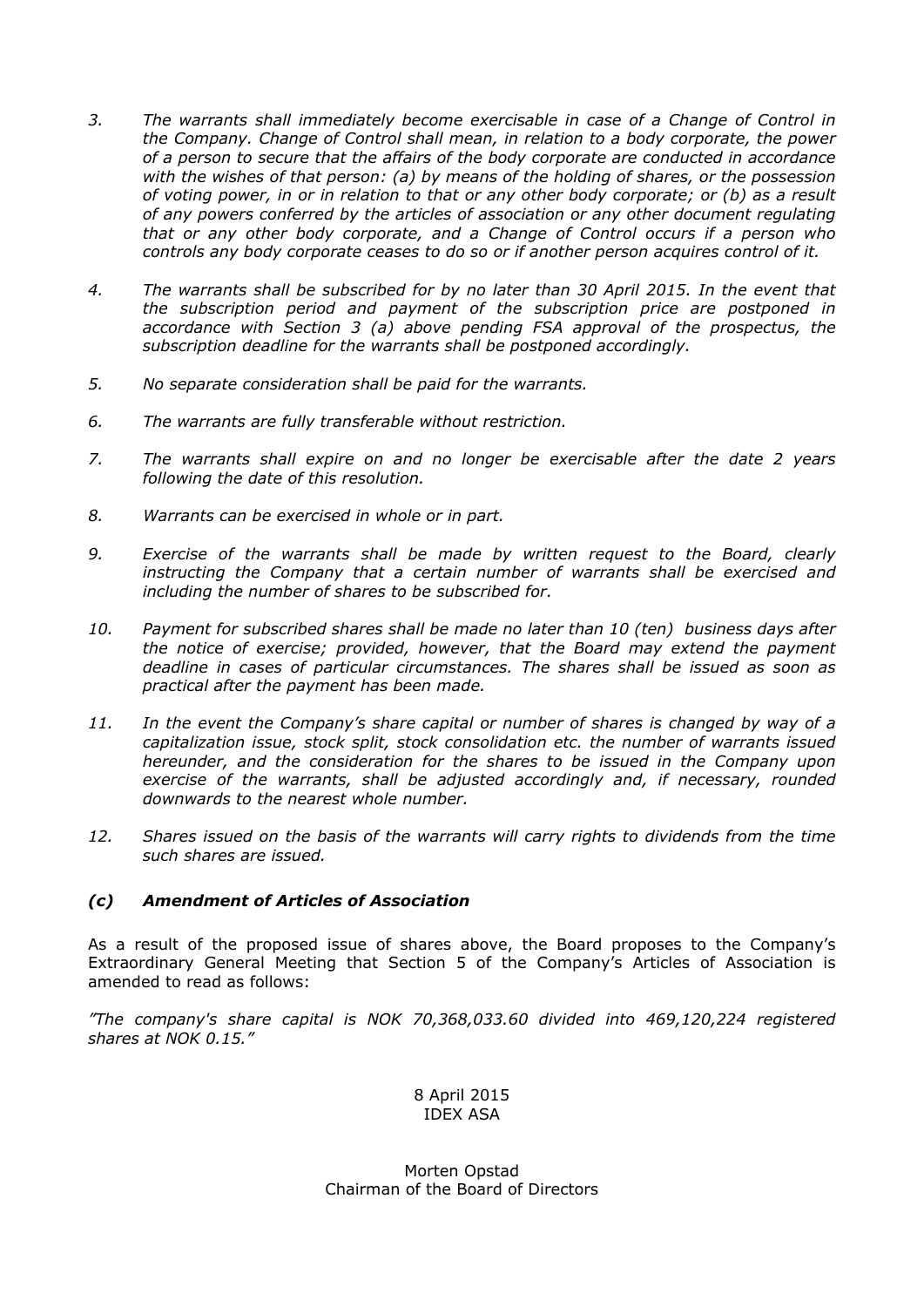*3. The warrants shall immediately become exercisable in case of a Change of Control in the Company. Change of Control shall mean, in relation to a body corporate, the power of a person to secure that the affairs of the body corporate are conducted in accordance with the wishes of that person: (a) by means of the holding of shares, or the possession of voting power, in or in relation to that or any other body corporate; or (b) as a result of any powers conferred by the articles of association or any other document regulating that or any other body corporate, and a Change of Control occurs if a person who controls any body corporate ceases to do so or if another person acquires control of it.*

*4. The warrants shall be subscribed for by no later than 30 April 2015. In the event that the subscription period and payment of the subscription price are postponed in accordance with Section 3 (a) above pending FSA approval of the prospectus, the subscription deadline for the warrants shall be postponed accordingly.*

*5. No separate consideration shall be paid for the warrants.*

*6. The warrants are fully transferable without restriction.*

*7. The warrants shall expire on and no longer be exercisable after the date 2 years following the date of this resolution.*

*8. Warrants can be exercised in whole or in part.*

*9. Exercise of the warrants shall be made by written request to the Board, clearly instructing the Company that a certain number of warrants shall be exercised and including the number of shares to be subscribed for.*

*10. Payment for subscribed shares shall be made no later than 10 (ten) business days after the notice of exercise; provided, however, that the Board may extend the payment deadline in cases of particular circumstances. The shares shall be issued as soon as practical after the payment has been made.*

*11. In the event the Company's share capital or number of shares is changed by way of a capitalization issue, stock split, stock consolidation etc. the number of warrants issued hereunder, and the consideration for the shares to be issued in the Company upon exercise of the warrants, shall be adjusted accordingly and, if necessary, rounded downwards to the nearest whole number.*

*12. Shares issued on the basis of the warrants will carry rights to dividends from the time such shares are issued.*

### *(c) Amendment of Articles of Association*

As a result of the proposed issue of shares above, the Board proposes to the Company's Extraordinary General Meeting that Section 5 of the Company's Articles of Association is amended to read as follows:

*"The company's share capital is NOK 70,368,033.60 divided into 469,120,224 registered shares at NOK 0.15."*

8 April 2015
IDEX ASA

Morten Opstad
Chairman of the Board of Directors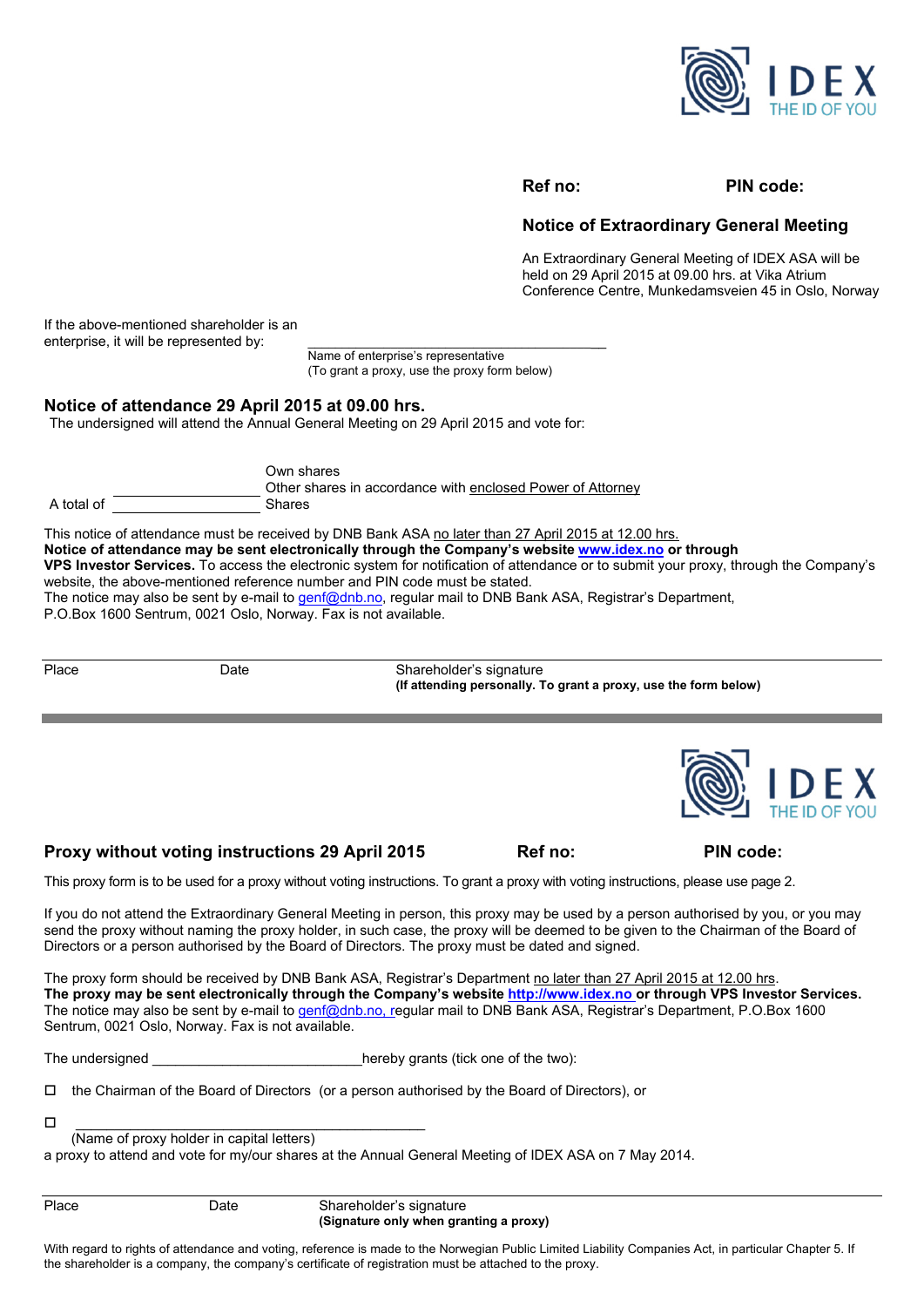IDEX THE ID OF YOU

**Ref no:** **PIN code:**

## Notice of Extraordinary General Meeting

An Extraordinary General Meeting of IDEX ASA will be held on 29 April 2015 at 09.00 hrs. at Vika Atrium Conference Centre, Munkedamsveien 45 in Oslo, Norway

If the above-mentioned shareholder is an enterprise, it will be represented by: ______________________________

Name of enterprise's representative
(To grant a proxy, use the proxy form below)

## Notice of attendance 29 April 2015 at 09.00 hrs.

The undersigned will attend the Annual General Meeting on 29 April 2015 and vote for:

Own shares
Other shares in accordance with enclosed Power of Attorney
A total of ______________ Shares

This notice of attendance must be received by DNB Bank ASA no later than 27 April 2015 at 12.00 hrs.
**Notice of attendance may be sent electronically through the Company's website www.idex.no or through VPS Investor Services.** To access the electronic system for notification of attendance or to submit your proxy, through the Company's website, the above-mentioned reference number and PIN code must be stated.
The notice may also be sent by e-mail to genf@dnb.no, regular mail to DNB Bank ASA, Registrar's Department, P.O.Box 1600 Sentrum, 0021 Oslo, Norway. Fax is not available.

Place Date Shareholder's signature
**(If attending personally. To grant a proxy, use the form below)**

---

IDEX THE ID OF YOU

## Proxy without voting instructions 29 April 2015

**Ref no:** **PIN code:**

This proxy form is to be used for a proxy without voting instructions. To grant a proxy with voting instructions, please use page 2.

If you do not attend the Extraordinary General Meeting in person, this proxy may be used by a person authorised by you, or you may send the proxy without naming the proxy holder, in such case, the proxy will be deemed to be given to the Chairman of the Board of Directors or a person authorised by the Board of Directors. The proxy must be dated and signed.

The proxy form should be received by DNB Bank ASA, Registrar's Department no later than 27 April 2015 at 12.00 hrs.
**The proxy may be sent electronically through the Company's website http://www.idex.no or through VPS Investor Services.**
The notice may also be sent by e-mail to genf@dnb.no, regular mail to DNB Bank ASA, Registrar's Department, P.O.Box 1600 Sentrum, 0021 Oslo, Norway. Fax is not available.

The undersigned ___________________________ hereby grants (tick one of the two):

☐ the Chairman of the Board of Directors (or a person authorised by the Board of Directors), or

☐ ______________________________________________
(Name of proxy holder in capital letters)

a proxy to attend and vote for my/our shares at the Annual General Meeting of IDEX ASA on 7 May 2014.

Place Date Shareholder's signature
**(Signature only when granting a proxy)**

With regard to rights of attendance and voting, reference is made to the Norwegian Public Limited Liability Companies Act, in particular Chapter 5. If the shareholder is a company, the company's certificate of registration must be attached to the proxy.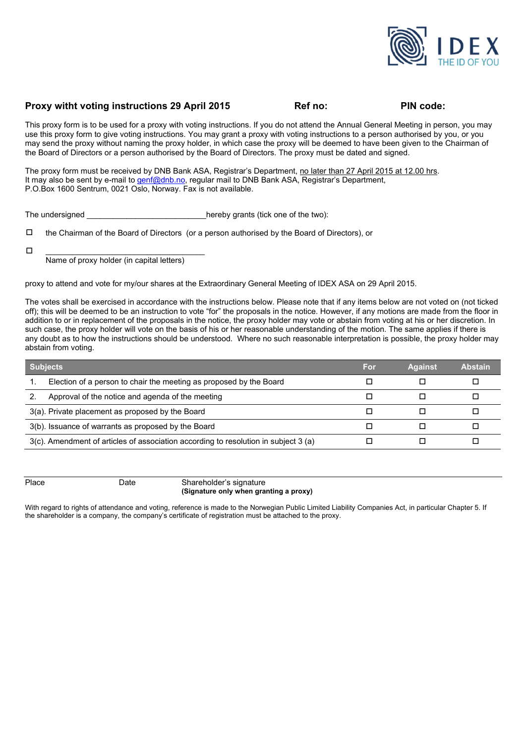IDEX
THE ID OF YOU

**Proxy witht voting instructions 29 April 2015** **Ref no:** **PIN code:**

This proxy form is to be used for a proxy with voting instructions. If you do not attend the Annual General Meeting in person, you may use this proxy form to give voting instructions. You may grant a proxy with voting instructions to a person authorised by you, or you may send the proxy without naming the proxy holder, in which case the proxy will be deemed to have been given to the Chairman of the Board of Directors or a person authorised by the Board of Directors. The proxy must be dated and signed.

The proxy form must be received by DNB Bank ASA, Registrar's Department, no later than 27 April 2015 at 12.00 hrs.
It may also be sent by e-mail to genf@dnb.no, regular mail to DNB Bank ASA, Registrar's Department,
P.O.Box 1600 Sentrum, 0021 Oslo, Norway. Fax is not available.

The undersigned ___________________________hereby grants (tick one of the two):

☐ the Chairman of the Board of Directors (or a person authorised by the Board of Directors), or

☐ ___________________________________
Name of proxy holder (in capital letters)

proxy to attend and vote for my/our shares at the Extraordinary General Meeting of IDEX ASA on 29 April 2015.

The votes shall be exercised in accordance with the instructions below. Please note that if any items below are not voted on (not ticked off); this will be deemed to be an instruction to vote "for" the proposals in the notice. However, if any motions are made from the floor in addition to or in replacement of the proposals in the notice, the proxy holder may vote or abstain from voting at his or her discretion. In such case, the proxy holder will vote on the basis of his or her reasonable understanding of the motion. The same applies if there is any doubt as to how the instructions should be understood. Where no such reasonable interpretation is possible, the proxy holder may abstain from voting.

| Subjects | For | Against | Abstain |
|---|---|---|---|
| 1. Election of a person to chair the meeting as proposed by the Board | ☐ | ☐ | ☐ |
| 2. Approval of the notice and agenda of the meeting | ☐ | ☐ | ☐ |
| 3(a). Private placement as proposed by the Board | ☐ | ☐ | ☐ |
| 3(b). Issuance of warrants as proposed by the Board | ☐ | ☐ | ☐ |
| 3(c). Amendment of articles of association according to resolution in subject 3 (a) | ☐ | ☐ | ☐ |

Place Date Shareholder's signature
**(Signature only when granting a proxy)**

With regard to rights of attendance and voting, reference is made to the Norwegian Public Limited Liability Companies Act, in particular Chapter 5. If the shareholder is a company, the company's certificate of registration must be attached to the proxy.